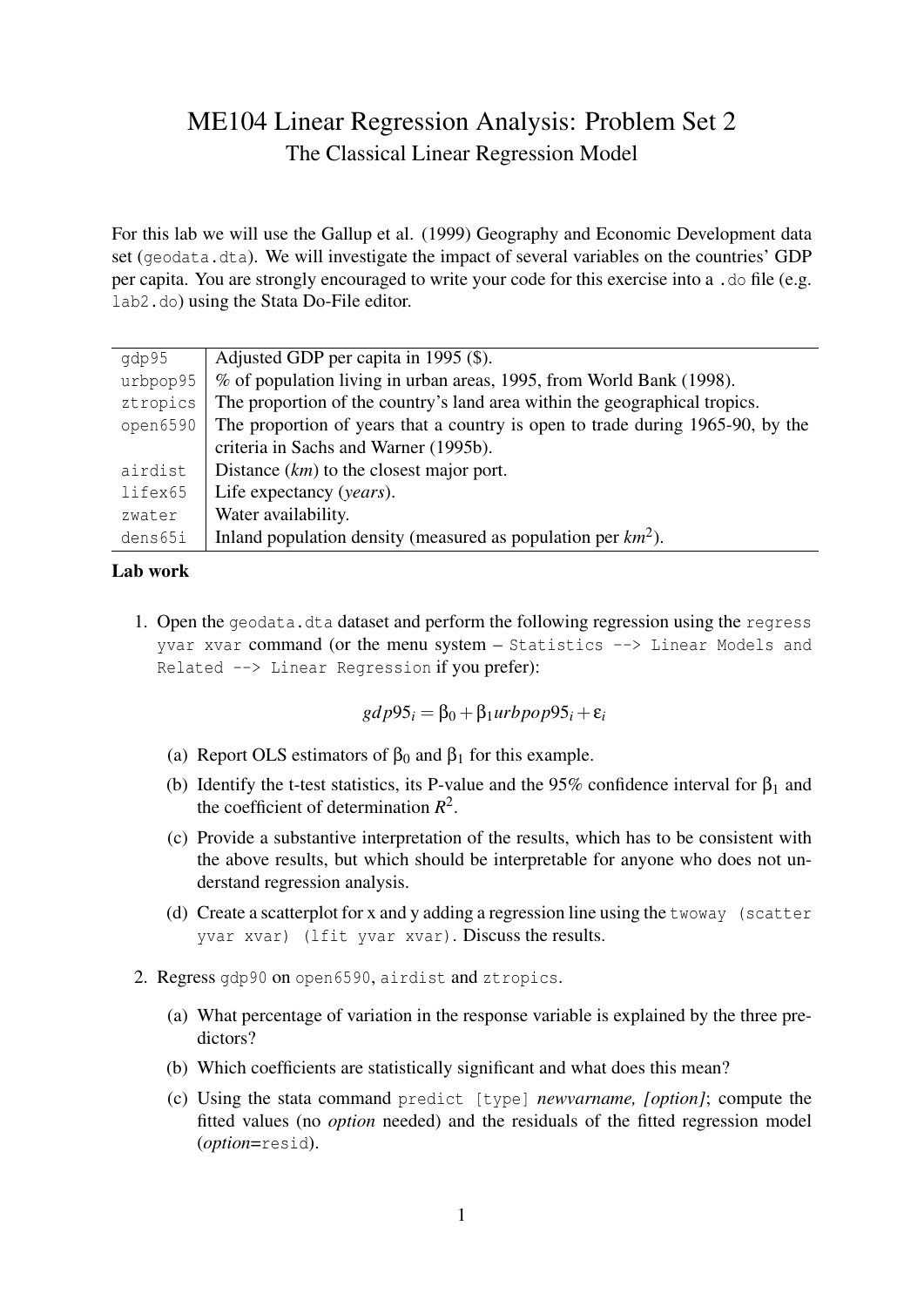# ME104 Linear Regression Analysis: Problem Set 2

## The Classical Linear Regression Model

For this lab we will use the Gallup et al. (1999) Geography and Economic Development data set (`geodata.dta`). We will investigate the impact of several variables on the countries' GDP per capita. You are strongly encouraged to write your code for this exercise into a `.do` file (e.g. `lab2.do`) using the Stata Do-File editor.

| | |
|---|---|
| `gdp95` | Adjusted GDP per capita in 1995 ($). |
| `urbpop95` | % of population living in urban areas, 1995, from World Bank (1998). |
| `ztropics` | The proportion of the country's land area within the geographical tropics. |
| `open6590` | The proportion of years that a country is open to trade during 1965-90, by the criteria in Sachs and Warner (1995b). |
| `airdist` | Distance (*km*) to the closest major port. |
| `lifex65` | Life expectancy (*years*). |
| `zwater` | Water availability. |
| `dens65i` | Inland population density (measured as population per $km^2$). |

**Lab work**

1. Open the `geodata.dta` dataset and perform the following regression using the `regress yvar xvar` command (or the menu system – `Statistics --> Linear Models and Related --> Linear Regression` if you prefer):

$$gdp95_i = \beta_0 + \beta_1 urbpop95_i + \varepsilon_i$$

   (a) Report OLS estimators of $\beta_0$ and $\beta_1$ for this example.

   (b) Identify the t-test statistics, its P-value and the 95% confidence interval for $\beta_1$ and the coefficient of determination $R^2$.

   (c) Provide a substantive interpretation of the results, which has to be consistent with the above results, but which should be interpretable for anyone who does not understand regression analysis.

   (d) Create a scatterplot for x and y adding a regression line using the `twoway (scatter yvar xvar) (lfit yvar xvar)`. Discuss the results.

2. Regress `gdp90` on `open6590`, `airdist` and `ztropics`.

   (a) What percentage of variation in the response variable is explained by the three predictors?

   (b) Which coefficients are statistically significant and what does this mean?

   (c) Using the stata command `predict [type]` *newvarname, [option]*; compute the fitted values (no *option* needed) and the residuals of the fitted regression model (*option*=`resid`).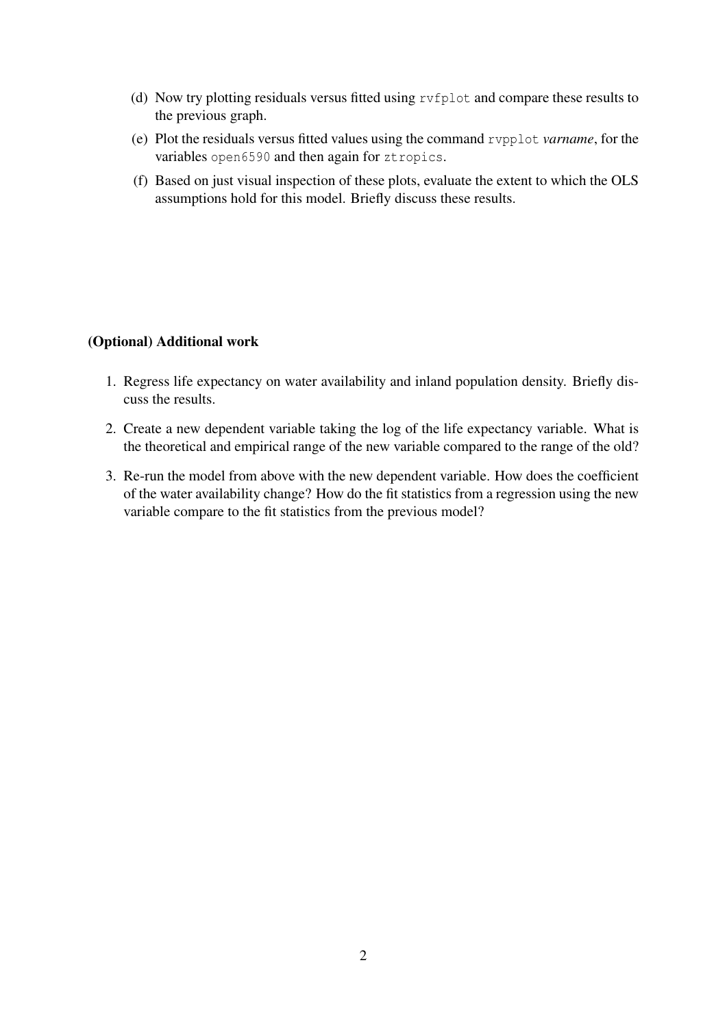(d) Now try plotting residuals versus fitted using `rvfplot` and compare these results to the previous graph.

(e) Plot the residuals versus fitted values using the command `rvpplot` *varname*, for the variables `open6590` and then again for `ztropics`.

(f) Based on just visual inspection of these plots, evaluate the extent to which the OLS assumptions hold for this model. Briefly discuss these results.

**(Optional) Additional work**

1. Regress life expectancy on water availability and inland population density. Briefly discuss the results.

2. Create a new dependent variable taking the log of the life expectancy variable. What is the theoretical and empirical range of the new variable compared to the range of the old?

3. Re-run the model from above with the new dependent variable. How does the coefficient of the water availability change? How do the fit statistics from a regression using the new variable compare to the fit statistics from the previous model?